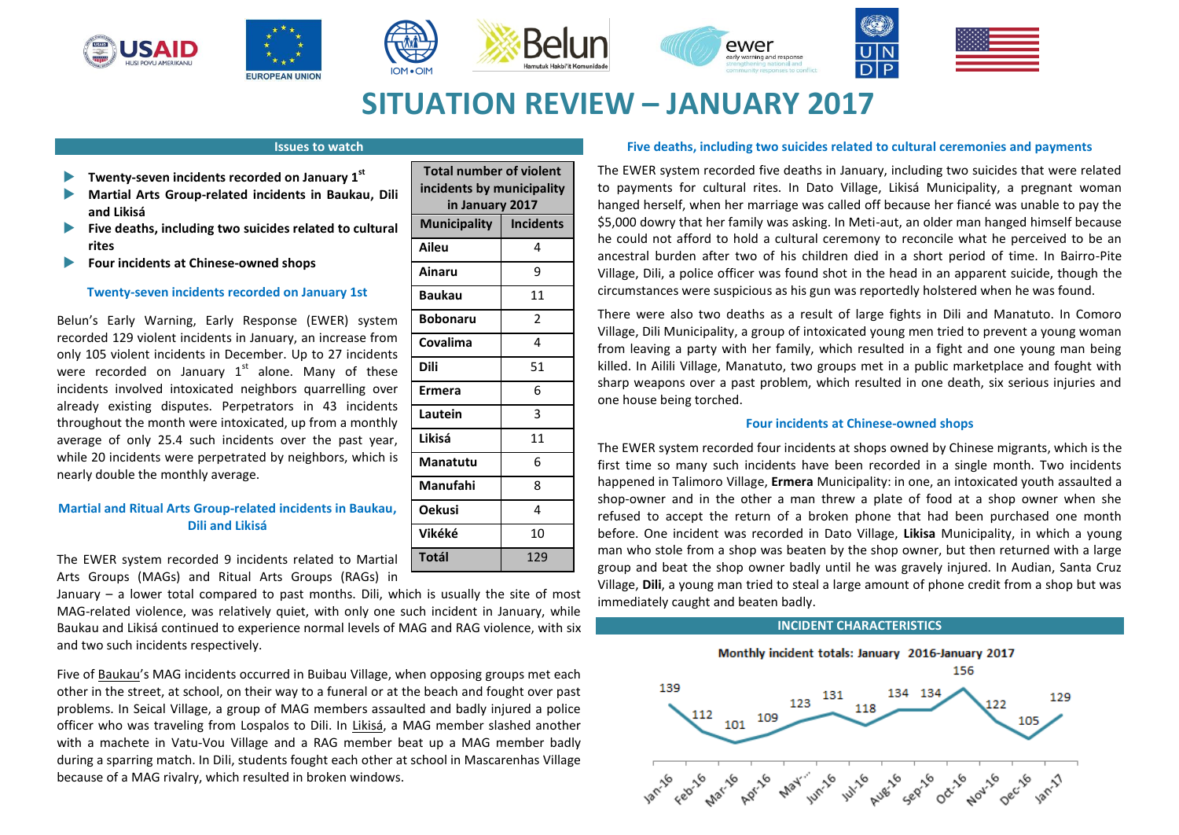# SITUATION REVIEW – JANUARY 2017

## Issues to watch

- **Twenty-seven incidents recorded on January 1st**
- **Martial Arts Group-related incidents in Baukau, Dili and Likisá**
- **Five deaths, including two suicides related to cultural rites**
- **Four incidents at Chinese-owned shops**

| Total number of violent incidents by municipality in January 2017 | |
|---|---|
| **Municipality** | **Incidents** |
| **Aileu** | 4 |
| **Ainaru** | 9 |
| **Baukau** | 11 |
| **Bobonaru** | 2 |
| **Covalima** | 4 |
| **Dili** | 51 |
| **Ermera** | 6 |
| **Lautein** | 3 |
| **Likisá** | 11 |
| **Manatutu** | 6 |
| **Manufahi** | 8 |
| **Oekusi** | 4 |
| **Vikéké** | 10 |
| **Totál** | 129 |

### Twenty-seven incidents recorded on January 1st

Belun's Early Warning, Early Response (EWER) system recorded 129 violent incidents in January, an increase from only 105 violent incidents in December. Up to 27 incidents were recorded on January 1st alone. Many of these incidents involved intoxicated neighbors quarrelling over already existing disputes. Perpetrators in 43 incidents throughout the month were intoxicated, up from a monthly average of only 25.4 such incidents over the past year, while 20 incidents were perpetrated by neighbors, which is nearly double the monthly average.

### Martial and Ritual Arts Group-related incidents in Baukau, Dili and Likisá

The EWER system recorded 9 incidents related to Martial Arts Groups (MAGs) and Ritual Arts Groups (RAGs) in January – a lower total compared to past months. Dili, which is usually the site of most MAG-related violence, was relatively quiet, with only one such incident in January, while Baukau and Likisá continued to experience normal levels of MAG and RAG violence, with six and two such incidents respectively.

Five of Baukau's MAG incidents occurred in Buibau Village, when opposing groups met each other in the street, at school, on their way to a funeral or at the beach and fought over past problems. In Seical Village, a group of MAG members assaulted and badly injured a police officer who was traveling from Lospalos to Dili. In Likisá, a MAG member slashed another with a machete in Vatu-Vou Village and a RAG member beat up a MAG member badly during a sparring match. In Dili, students fought each other at school in Mascarenhas Village because of a MAG rivalry, which resulted in broken windows.

### Five deaths, including two suicides related to cultural ceremonies and payments

The EWER system recorded five deaths in January, including two suicides that were related to payments for cultural rites. In Dato Village, Likisá Municipality, a pregnant woman hanged herself, when her marriage was called off because her fiancé was unable to pay the $5,000 dowry that her family was asking. In Meti-aut, an older man hanged himself because he could not afford to hold a cultural ceremony to reconcile what he perceived to be an ancestral burden after two of his children died in a short period of time. In Bairro-Pite Village, Dili, a police officer was found shot in the head in an apparent suicide, though the circumstances were suspicious as his gun was reportedly holstered when he was found.

There were also two deaths as a result of large fights in Dili and Manatuto. In Comoro Village, Dili Municipality, a group of intoxicated young men tried to prevent a young woman from leaving a party with her family, which resulted in a fight and one young man being killed. In Ailili Village, Manatuto, two groups met in a public marketplace and fought with sharp weapons over a past problem, which resulted in one death, six serious injuries and one house being torched.

### Four incidents at Chinese-owned shops

The EWER system recorded four incidents at shops owned by Chinese migrants, which is the first time so many such incidents have been recorded in a single month. Two incidents happened in Talimoro Village, **Ermera** Municipality: in one, an intoxicated youth assaulted a shop-owner and in the other a man threw a plate of food at a shop owner when she refused to accept the return of a broken phone that had been purchased one month before. One incident was recorded in Dato Village, **Likisa** Municipality, in which a young man who stole from a shop was beaten by the shop owner, but then returned with a large group and beat the shop owner badly until he was gravely injured. In Audian, Santa Cruz Village, **Dili**, a young man tried to steal a large amount of phone credit from a shop but was immediately caught and beaten badly.

## INCIDENT CHARACTERISTICS

Monthly incident totals: January 2016-January 2017

| Jan-16 | Feb-16 | Mar-16 | Apr-16 | May-16 | Jun-16 | Jul-16 | Aug-16 | Sep-16 | Oct-16 | Nov-16 | Dec-16 | Jan-17 |
|---|---|---|---|---|---|---|---|---|---|---|---|---|
| 139 | 112 | 101 | 109 | 123 | 131 | 118 | 134 | 134 | 156 | 122 | 105 | 129 |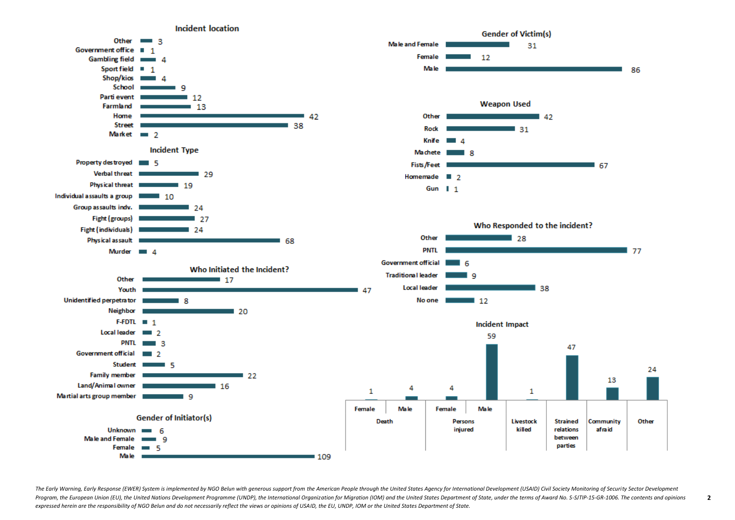## Incident location

| Location | Count |
|---|---|
| Other | 3 |
| Government office | 1 |
| Gambling field | 4 |
| Sport field | 1 |
| Shop/kios | 4 |
| School | 9 |
| Parti event | 12 |
| Farmland | 13 |
| Home | 42 |
| Street | 38 |
| Market | 2 |

## Incident Type

| Type | Count |
|---|---|
| Property destroyed | 5 |
| Verbal threat | 29 |
| Physical threat | 19 |
| Individual assaults a group | 10 |
| Group assaults indv. | 24 |
| Fight (groups) | 27 |
| Fight (individuals) | 24 |
| Physical assault | 68 |
| Murder | 4 |

## Who Initiated the Incident?

| Initiator | Count |
|---|---|
| Other | 17 |
| Youth | 47 |
| Unidentified perpetrator | 8 |
| Neighbor | 20 |
| F-FDTL | 1 |
| Local leader | 2 |
| PNTL | 3 |
| Government official | 2 |
| Student | 5 |
| Family member | 22 |
| Land/Animal owner | 16 |
| Martial arts group member | 9 |

## Gender of Initiator(s)

| Gender | Count |
|---|---|
| Unknown | 6 |
| Male and Female | 9 |
| Female | 5 |
| Male | 109 |

## Gender of Victim(s)

| Gender | Count |
|---|---|
| Male and Female | 31 |
| Female | 12 |
| Male | 86 |

## Weapon Used

| Weapon | Count |
|---|---|
| Other | 42 |
| Rock | 31 |
| Knife | 4 |
| Machete | 8 |
| Fists/Feet | 67 |
| Homemade | 2 |
| Gun | 1 |

## Who Responded to the incident?

| Responder | Count |
|---|---|
| Other | 28 |
| PNTL | 77 |
| Government official | 6 |
| Traditional leader | 9 |
| Local leader | 38 |
| No one | 12 |

## Incident Impact

| Death | | Persons injured | | Livestock killed | Strained relations between parties | Community afraid | Other |
|---|---|---|---|---|---|---|---|
| Female | Male | Female | Male | | | | |
| 1 | 4 | 4 | 59 | 1 | 47 | 13 | 24 |

*The Early Warning, Early Response (EWER) System is implemented by NGO Belun with generous support from the American People through the United States Agency for International Development (USAID) Civil Society Monitoring of Security Sector Development Program, the European Union (EU), the United Nations Development Programme (UNDP), the International Organization for Migration (IOM) and the United States Department of State, under the terms of Award No. S-SJTIP-15-GR-1006. The contents and opinions expressed herein are the responsibility of NGO Belun and do not necessarily reflect the views or opinions of USAID, the EU, UNDP, IOM or the United States Department of State.*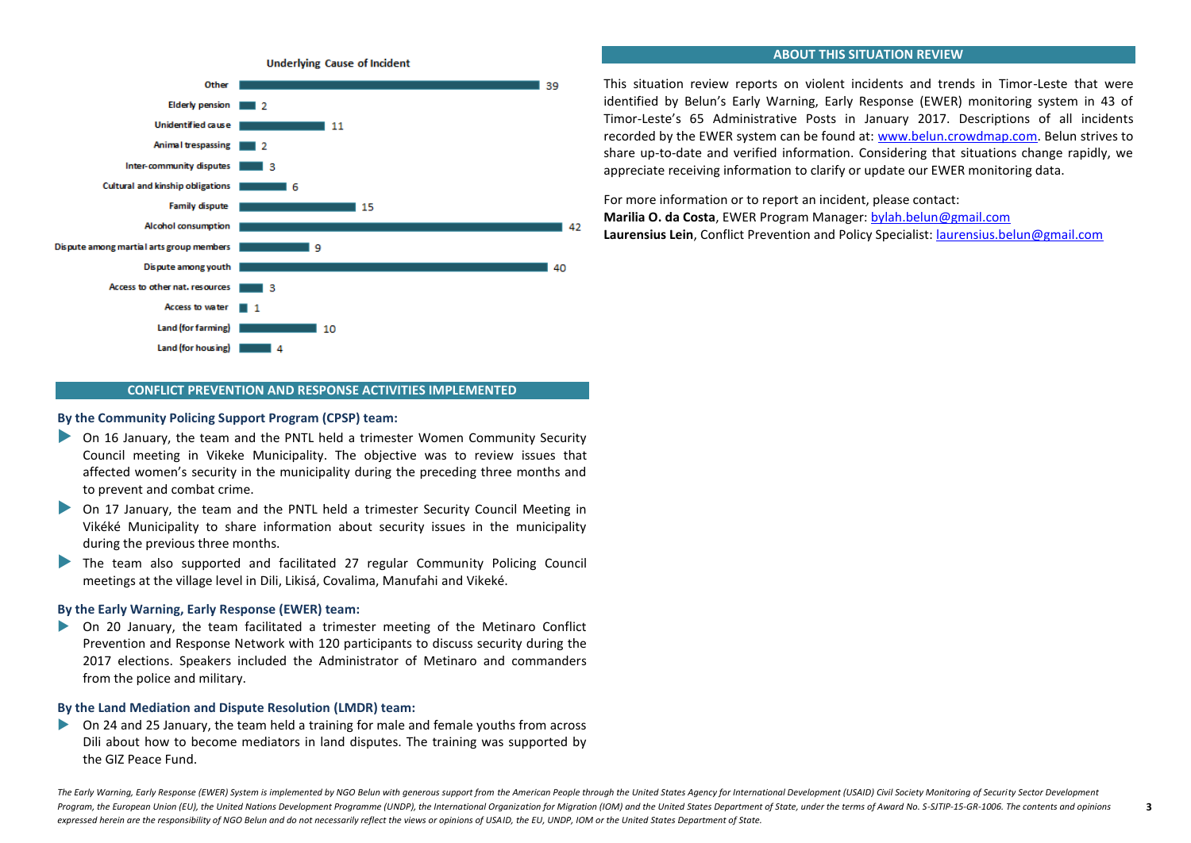Underlying Cause of Incident

Other 39
Elderly pension 2
Unidentified cause 11
Animal trespassing 2
Inter-community disputes 3
Cultural and kinship obligations 6
Family dispute 15
Alcohol consumption 42
Dispute among martial arts group members 9
Dispute among youth 40
Access to other nat. resources 3
Access to water 1
Land (for farming) 10
Land (for housing) 4

## CONFLICT PREVENTION AND RESPONSE ACTIVITIES IMPLEMENTED

### By the Community Policing Support Program (CPSP) team:

- On 16 January, the team and the PNTL held a trimester Women Community Security Council meeting in Vikeke Municipality. The objective was to review issues that affected women's security in the municipality during the preceding three months and to prevent and combat crime.
- On 17 January, the team and the PNTL held a trimester Security Council Meeting in Vikéké Municipality to share information about security issues in the municipality during the previous three months.
- The team also supported and facilitated 27 regular Community Policing Council meetings at the village level in Dili, Likisá, Covalima, Manufahi and Vikeké.

### By the Early Warning, Early Response (EWER) team:

- On 20 January, the team facilitated a trimester meeting of the Metinaro Conflict Prevention and Response Network with 120 participants to discuss security during the 2017 elections. Speakers included the Administrator of Metinaro and commanders from the police and military.

### By the Land Mediation and Dispute Resolution (LMDR) team:

- On 24 and 25 January, the team held a training for male and female youths from across Dili about how to become mediators in land disputes. The training was supported by the GIZ Peace Fund.

## ABOUT THIS SITUATION REVIEW

This situation review reports on violent incidents and trends in Timor-Leste that were identified by Belun's Early Warning, Early Response (EWER) monitoring system in 43 of Timor-Leste's 65 Administrative Posts in January 2017. Descriptions of all incidents recorded by the EWER system can be found at: www.belun.crowdmap.com. Belun strives to share up-to-date and verified information. Considering that situations change rapidly, we appreciate receiving information to clarify or update our EWER monitoring data.

For more information or to report an incident, please contact:
**Marilia O. da Costa**, EWER Program Manager: bylah.belun@gmail.com
**Laurensius Lein**, Conflict Prevention and Policy Specialist: laurensius.belun@gmail.com

*The Early Warning, Early Response (EWER) System is implemented by NGO Belun with generous support from the American People through the United States Agency for International Development (USAID) Civil Society Monitoring of Security Sector Development Program, the European Union (EU), the United Nations Development Programme (UNDP), the International Organization for Migration (IOM) and the United States Department of State, under the terms of Award No. S-SJTIP-15-GR-1006. The contents and opinions expressed herein are the responsibility of NGO Belun and do not necessarily reflect the views or opinions of USAID, the EU, UNDP, IOM or the United States Department of State.*